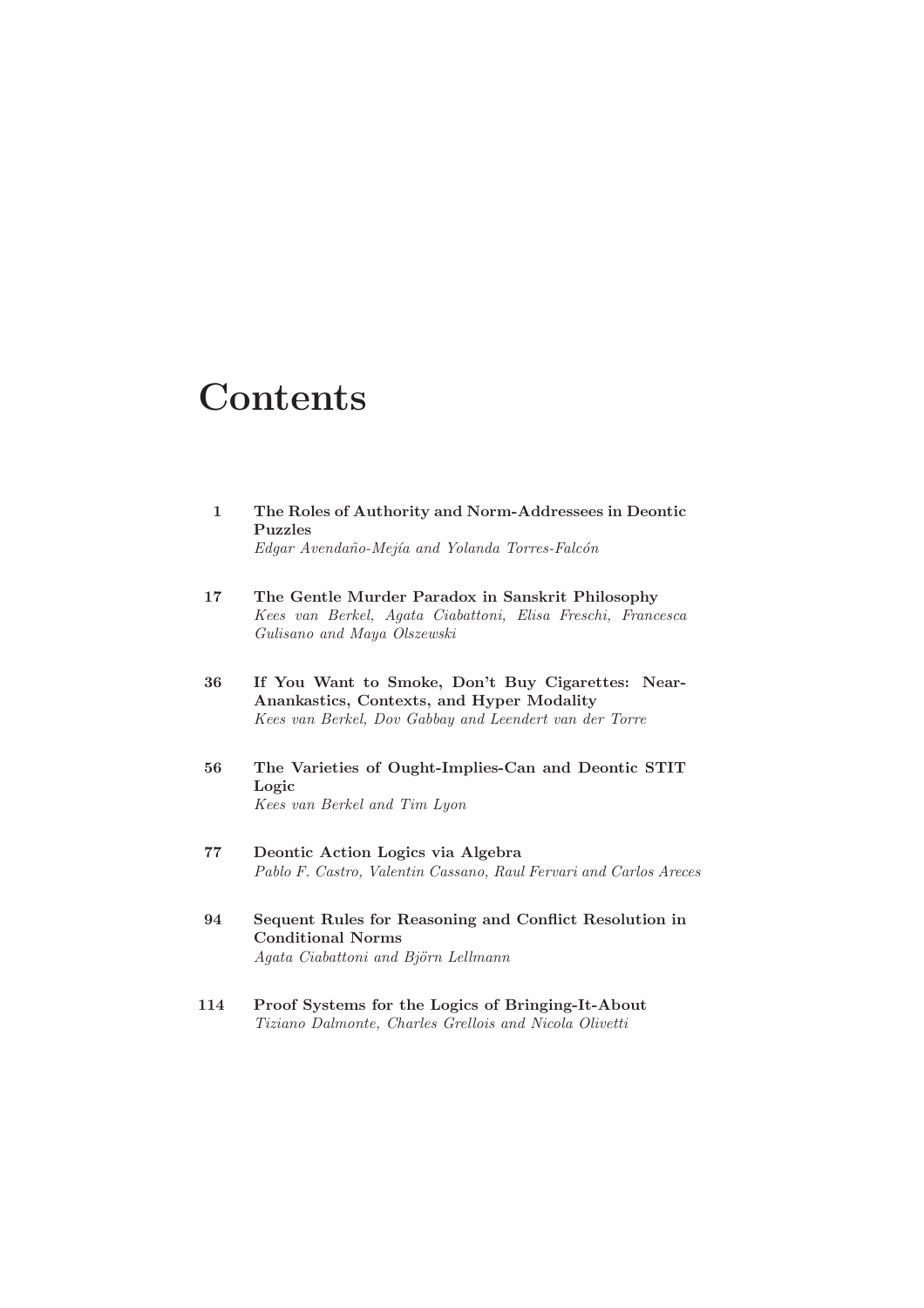# Contents

**1** **The Roles of Authority and Norm-Addressees in Deontic Puzzles**
*Edgar Avendaño-Mejía and Yolanda Torres-Falcón*

**17** **The Gentle Murder Paradox in Sanskrit Philosophy**
*Kees van Berkel, Agata Ciabattoni, Elisa Freschi, Francesca Gulisano and Maya Olszewski*

**36** **If You Want to Smoke, Don't Buy Cigarettes: Near-Anankastics, Contexts, and Hyper Modality**
*Kees van Berkel, Dov Gabbay and Leendert van der Torre*

**56** **The Varieties of Ought-Implies-Can and Deontic STIT Logic**
*Kees van Berkel and Tim Lyon*

**77** **Deontic Action Logics via Algebra**
*Pablo F. Castro, Valentin Cassano, Raul Fervari and Carlos Areces*

**94** **Sequent Rules for Reasoning and Conflict Resolution in Conditional Norms**
*Agata Ciabattoni and Björn Lellmann*

**114** **Proof Systems for the Logics of Bringing-It-About**
*Tiziano Dalmonte, Charles Grellois and Nicola Olivetti*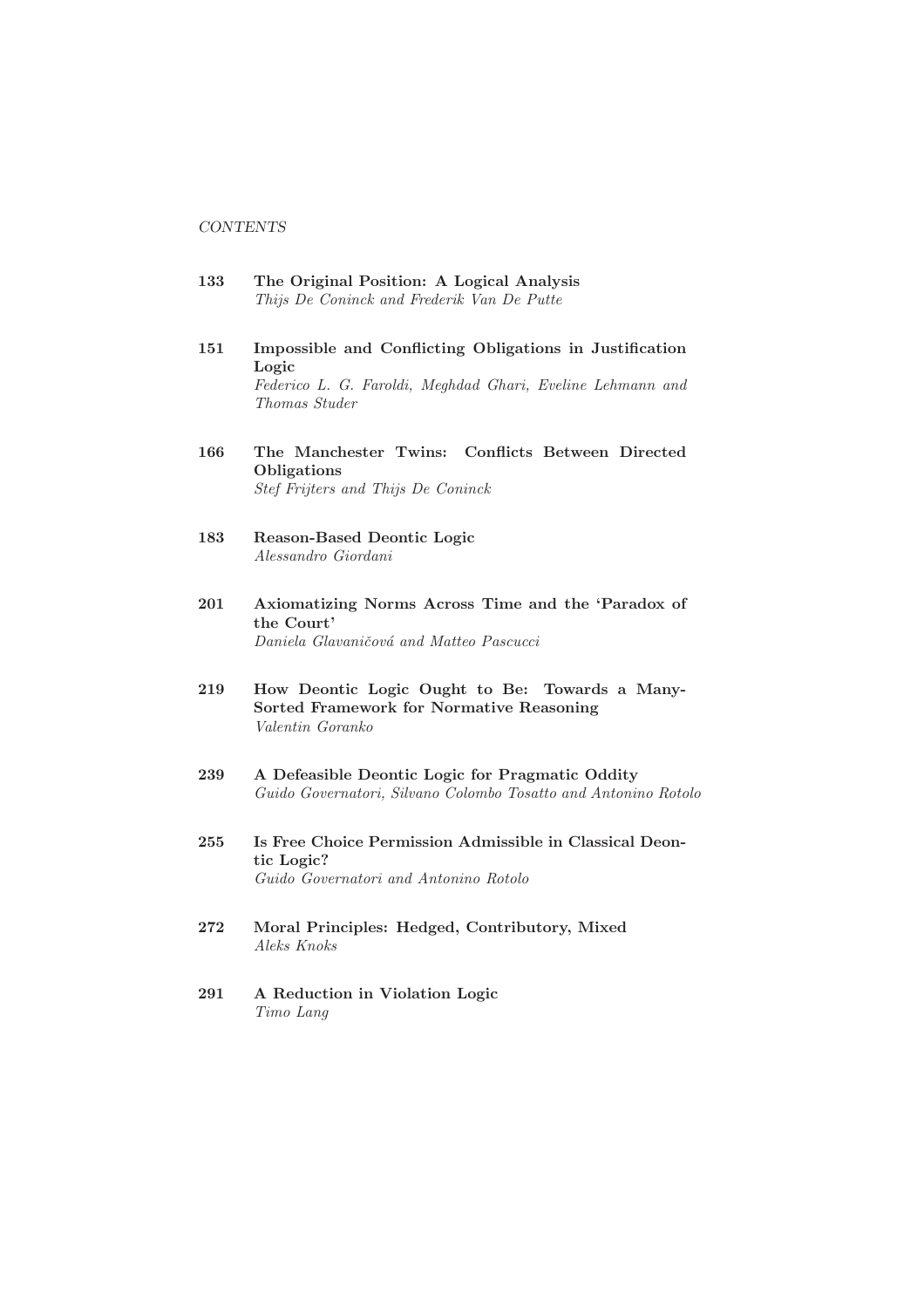*CONTENTS*

**133** **The Original Position: A Logical Analysis**
*Thijs De Coninck and Frederik Van De Putte*

**151** **Impossible and Conflicting Obligations in Justification Logic**
*Federico L. G. Faroldi, Meghdad Ghari, Eveline Lehmann and Thomas Studer*

**166** **The Manchester Twins: Conflicts Between Directed Obligations**
*Stef Frijters and Thijs De Coninck*

**183** **Reason-Based Deontic Logic**
*Alessandro Giordani*

**201** **Axiomatizing Norms Across Time and the 'Paradox of the Court'**
*Daniela Glavaničová and Matteo Pascucci*

**219** **How Deontic Logic Ought to Be: Towards a Many-Sorted Framework for Normative Reasoning**
*Valentin Goranko*

**239** **A Defeasible Deontic Logic for Pragmatic Oddity**
*Guido Governatori, Silvano Colombo Tosatto and Antonino Rotolo*

**255** **Is Free Choice Permission Admissible in Classical Deontic Logic?**
*Guido Governatori and Antonino Rotolo*

**272** **Moral Principles: Hedged, Contributory, Mixed**
*Aleks Knoks*

**291** **A Reduction in Violation Logic**
*Timo Lang*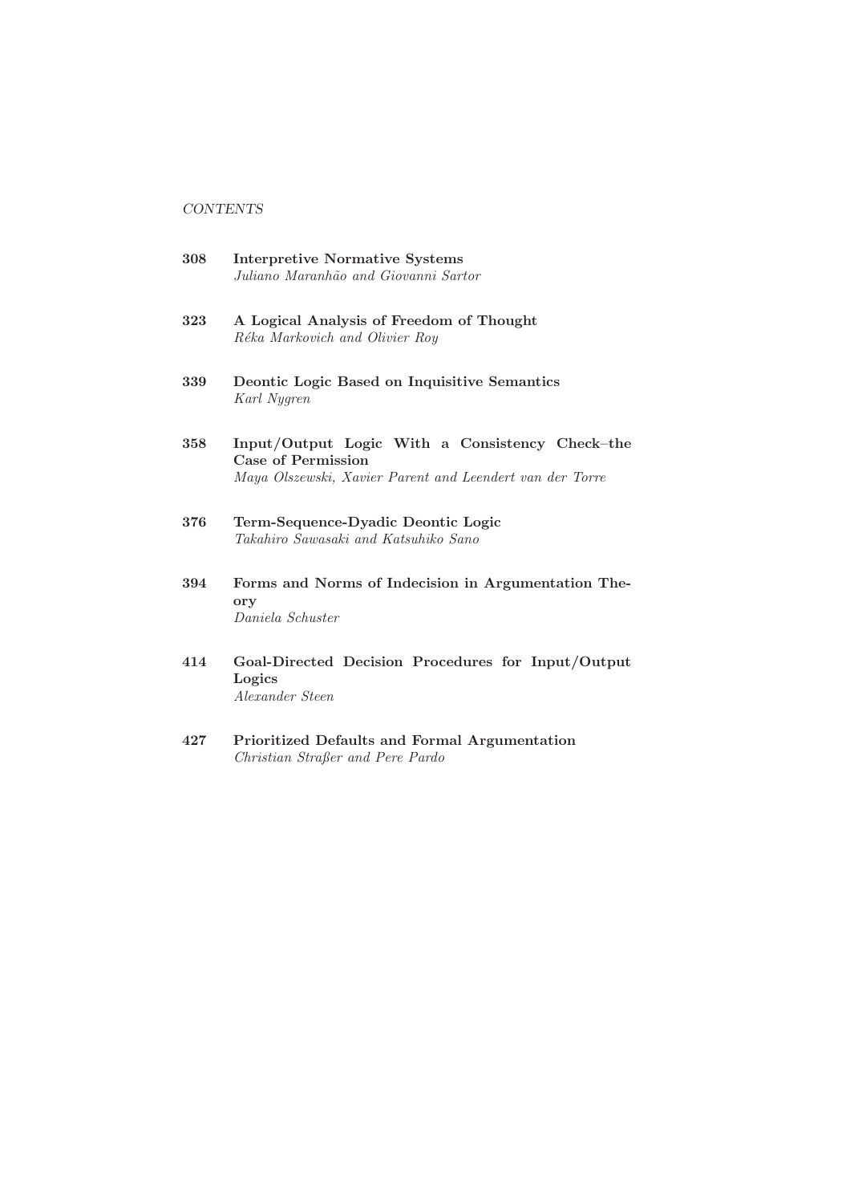*CONTENTS*

**308** **Interpretive Normative Systems**
*Juliano Maranhão and Giovanni Sartor*

**323** **A Logical Analysis of Freedom of Thought**
*Réka Markovich and Olivier Roy*

**339** **Deontic Logic Based on Inquisitive Semantics**
*Karl Nygren*

**358** **Input/Output Logic With a Consistency Check–the Case of Permission**
*Maya Olszewski, Xavier Parent and Leendert van der Torre*

**376** **Term-Sequence-Dyadic Deontic Logic**
*Takahiro Sawasaki and Katsuhiko Sano*

**394** **Forms and Norms of Indecision in Argumentation Theory**
*Daniela Schuster*

**414** **Goal-Directed Decision Procedures for Input/Output Logics**
*Alexander Steen*

**427** **Prioritized Defaults and Formal Argumentation**
*Christian Straßer and Pere Pardo*